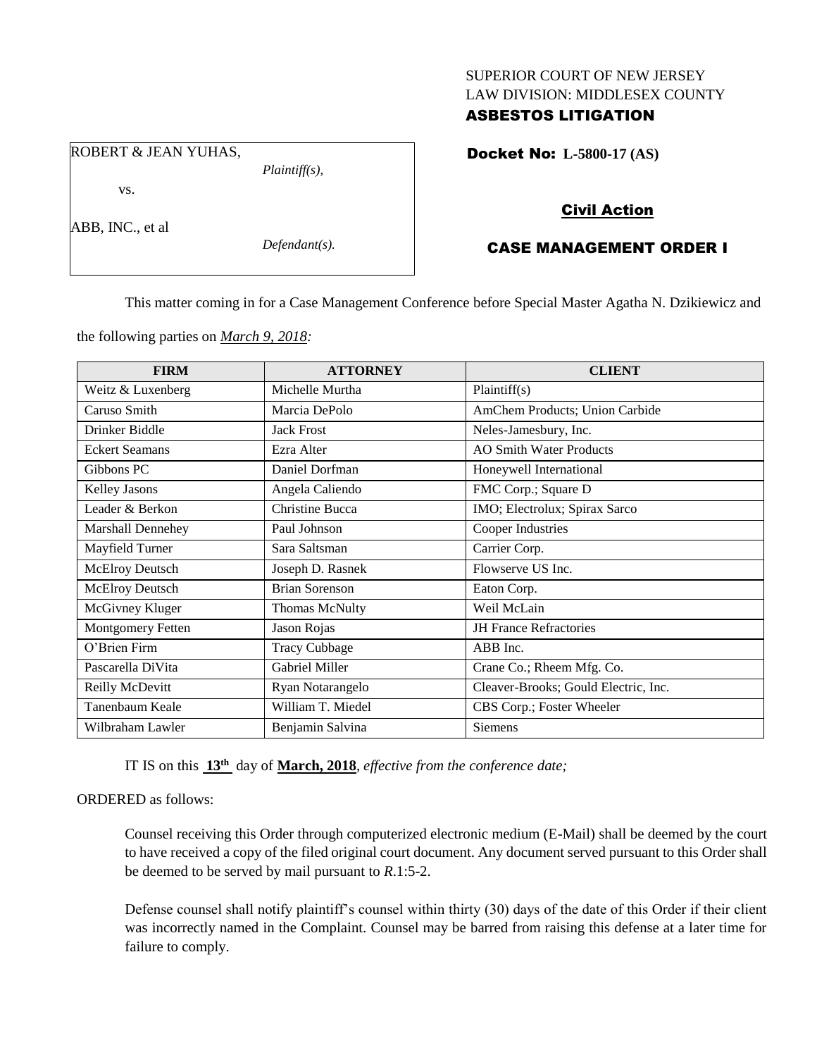SUPERIOR COURT OF NEW JERSEY
LAW DIVISION: MIDDLESEX COUNTY
**ASBESTOS LITIGATION**

ROBERT & JEAN YUHAS,
*Plaintiff(s),*

vs.

ABB, INC., et al
*Defendant(s).*

**Docket No: L-5800-17 (AS)**

**Civil Action**

**CASE MANAGEMENT ORDER I**

This matter coming in for a Case Management Conference before Special Master Agatha N. Dzikiewicz and the following parties on *March 9, 2018:*

| FIRM | ATTORNEY | CLIENT |
|---|---|---|
| Weitz & Luxenberg | Michelle Murtha | Plaintiff(s) |
| Caruso Smith | Marcia DePolo | AmChem Products; Union Carbide |
| Drinker Biddle | Jack Frost | Neles-Jamesbury, Inc. |
| Eckert Seamans | Ezra Alter | AO Smith Water Products |
| Gibbons PC | Daniel Dorfman | Honeywell International |
| Kelley Jasons | Angela Caliendo | FMC Corp.; Square D |
| Leader & Berkon | Christine Bucca | IMO; Electrolux; Spirax Sarco |
| Marshall Dennehey | Paul Johnson | Cooper Industries |
| Mayfield Turner | Sara Saltsman | Carrier Corp. |
| McElroy Deutsch | Joseph D. Rasnek | Flowserve US Inc. |
| McElroy Deutsch | Brian Sorenson | Eaton Corp. |
| McGivney Kluger | Thomas McNulty | Weil McLain |
| Montgomery Fetten | Jason Rojas | JH France Refractories |
| O'Brien Firm | Tracy Cubbage | ABB Inc. |
| Pascarella DiVita | Gabriel Miller | Crane Co.; Rheem Mfg. Co. |
| Reilly McDevitt | Ryan Notarangelo | Cleaver-Brooks; Gould Electric, Inc. |
| Tanenbaum Keale | William T. Miedel | CBS Corp.; Foster Wheeler |
| Wilbraham Lawler | Benjamin Salvina | Siemens |

IT IS on this **13th** day of **March, 2018**, *effective from the conference date;*

ORDERED as follows:

Counsel receiving this Order through computerized electronic medium (E-Mail) shall be deemed by the court to have received a copy of the filed original court document. Any document served pursuant to this Order shall be deemed to be served by mail pursuant to *R*.1:5-2.

Defense counsel shall notify plaintiff's counsel within thirty (30) days of the date of this Order if their client was incorrectly named in the Complaint. Counsel may be barred from raising this defense at a later time for failure to comply.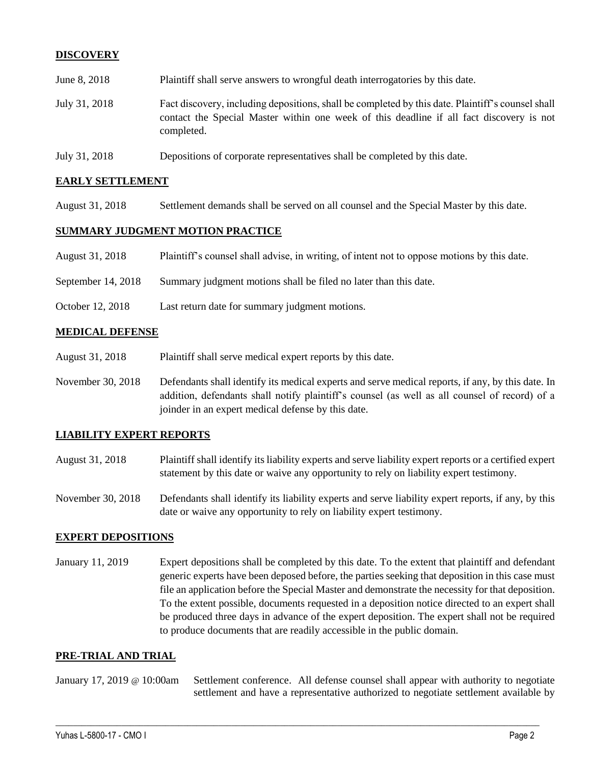## DISCOVERY

| | |
|---|---|
| June 8, 2018 | Plaintiff shall serve answers to wrongful death interrogatories by this date. |
| July 31, 2018 | Fact discovery, including depositions, shall be completed by this date. Plaintiff's counsel shall contact the Special Master within one week of this deadline if all fact discovery is not completed. |
| July 31, 2018 | Depositions of corporate representatives shall be completed by this date. |

## EARLY SETTLEMENT

| | |
|---|---|
| August 31, 2018 | Settlement demands shall be served on all counsel and the Special Master by this date. |

## SUMMARY JUDGMENT MOTION PRACTICE

| | |
|---|---|
| August 31, 2018 | Plaintiff's counsel shall advise, in writing, of intent not to oppose motions by this date. |
| September 14, 2018 | Summary judgment motions shall be filed no later than this date. |
| October 12, 2018 | Last return date for summary judgment motions. |

## MEDICAL DEFENSE

| | |
|---|---|
| August 31, 2018 | Plaintiff shall serve medical expert reports by this date. |
| November 30, 2018 | Defendants shall identify its medical experts and serve medical reports, if any, by this date. In addition, defendants shall notify plaintiff's counsel (as well as all counsel of record) of a joinder in an expert medical defense by this date. |

## LIABILITY EXPERT REPORTS

| | |
|---|---|
| August 31, 2018 | Plaintiff shall identify its liability experts and serve liability expert reports or a certified expert statement by this date or waive any opportunity to rely on liability expert testimony. |
| November 30, 2018 | Defendants shall identify its liability experts and serve liability expert reports, if any, by this date or waive any opportunity to rely on liability expert testimony. |

## EXPERT DEPOSITIONS

| | |
|---|---|
| January 11, 2019 | Expert depositions shall be completed by this date. To the extent that plaintiff and defendant generic experts have been deposed before, the parties seeking that deposition in this case must file an application before the Special Master and demonstrate the necessity for that deposition. To the extent possible, documents requested in a deposition notice directed to an expert shall be produced three days in advance of the expert deposition. The expert shall not be required to produce documents that are readily accessible in the public domain. |

## PRE-TRIAL AND TRIAL

| | |
|---|---|
| January 17, 2019 @ 10:00am | Settlement conference. All defense counsel shall appear with authority to negotiate settlement and have a representative authorized to negotiate settlement available by |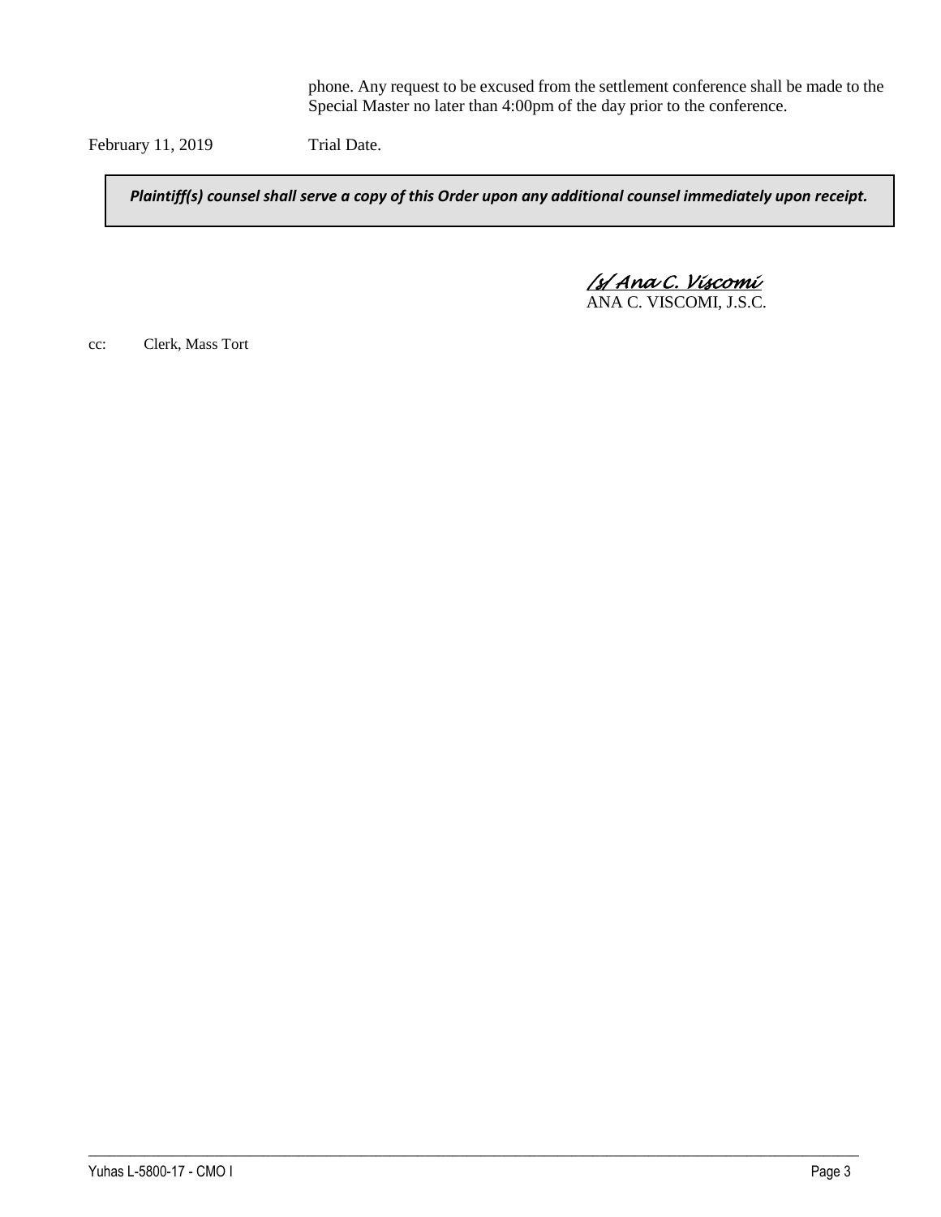phone. Any request to be excused from the settlement conference shall be made to the Special Master no later than 4:00pm of the day prior to the conference.

February 11, 2019 Trial Date.

***Plaintiff(s) counsel shall serve a copy of this Order upon any additional counsel immediately upon receipt.***

*/s/ Ana C. Viscomi*
ANA C. VISCOMI, J.S.C.

cc: Clerk, Mass Tort